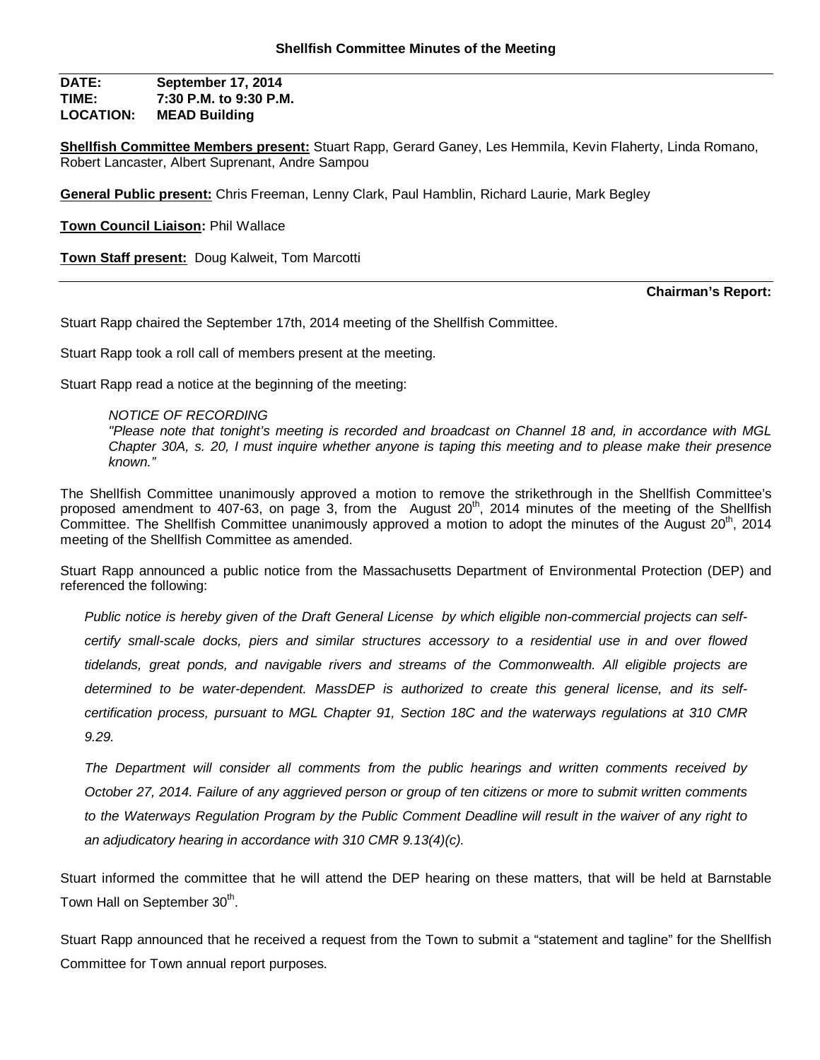# Shellfish Committee Minutes of the Meeting

**DATE:** September 17, 2014
**TIME:** 7:30 P.M. to 9:30 P.M.
**LOCATION:** MEAD Building

**Shellfish Committee Members present:** Stuart Rapp, Gerard Ganey, Les Hemmila, Kevin Flaherty, Linda Romano, Robert Lancaster, Albert Suprenant, Andre Sampou

**General Public present:** Chris Freeman, Lenny Clark, Paul Hamblin, Richard Laurie, Mark Begley

**Town Council Liaison:** Phil Wallace

**Town Staff present:** Doug Kalweit, Tom Marcotti

---

**Chairman's Report:**

Stuart Rapp chaired the September 17th, 2014 meeting of the Shellfish Committee.

Stuart Rapp took a roll call of members present at the meeting.

Stuart Rapp read a notice at the beginning of the meeting:

> *NOTICE OF RECORDING*
> *"Please note that tonight's meeting is recorded and broadcast on Channel 18 and, in accordance with MGL Chapter 30A, s. 20, I must inquire whether anyone is taping this meeting and to please make their presence known."*

The Shellfish Committee unanimously approved a motion to remove the strikethrough in the Shellfish Committee's proposed amendment to 407-63, on page 3, from the August 20th, 2014 minutes of the meeting of the Shellfish Committee. The Shellfish Committee unanimously approved a motion to adopt the minutes of the August 20th, 2014 meeting of the Shellfish Committee as amended.

Stuart Rapp announced a public notice from the Massachusetts Department of Environmental Protection (DEP) and referenced the following:

> *Public notice is hereby given of the Draft General License by which eligible non-commercial projects can self-certify small-scale docks, piers and similar structures accessory to a residential use in and over flowed tidelands, great ponds, and navigable rivers and streams of the Commonwealth. All eligible projects are determined to be water-dependent. MassDEP is authorized to create this general license, and its self-certification process, pursuant to MGL Chapter 91, Section 18C and the waterways regulations at 310 CMR 9.29.*
>
> *The Department will consider all comments from the public hearings and written comments received by October 27, 2014. Failure of any aggrieved person or group of ten citizens or more to submit written comments to the Waterways Regulation Program by the Public Comment Deadline will result in the waiver of any right to an adjudicatory hearing in accordance with 310 CMR 9.13(4)(c).*

Stuart informed the committee that he will attend the DEP hearing on these matters, that will be held at Barnstable Town Hall on September 30th.

Stuart Rapp announced that he received a request from the Town to submit a "statement and tagline" for the Shellfish Committee for Town annual report purposes.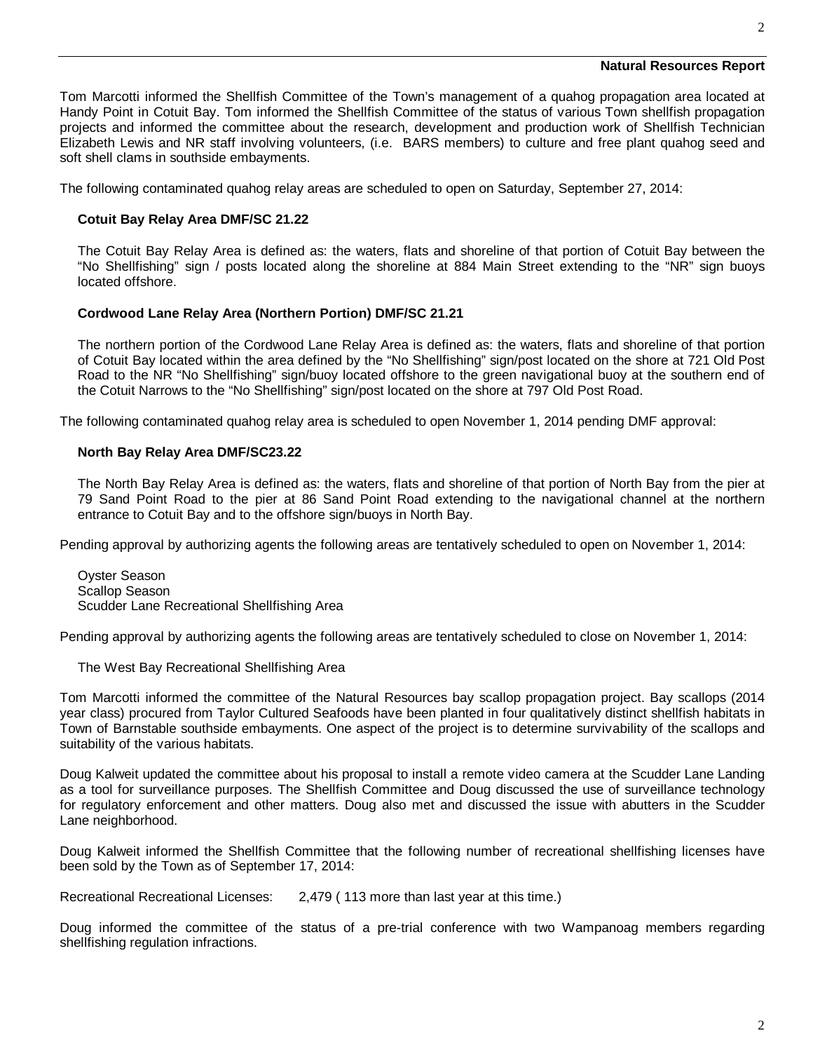**Natural Resources Report**

Tom Marcotti informed the Shellfish Committee of the Town's management of a quahog propagation area located at Handy Point in Cotuit Bay. Tom informed the Shellfish Committee of the status of various Town shellfish propagation projects and informed the committee about the research, development and production work of Shellfish Technician Elizabeth Lewis and NR staff involving volunteers, (i.e. BARS members) to culture and free plant quahog seed and soft shell clams in southside embayments.

The following contaminated quahog relay areas are scheduled to open on Saturday, September 27, 2014:

**Cotuit Bay Relay Area DMF/SC 21.22**

The Cotuit Bay Relay Area is defined as: the waters, flats and shoreline of that portion of Cotuit Bay between the "No Shellfishing" sign / posts located along the shoreline at 884 Main Street extending to the "NR" sign buoys located offshore.

**Cordwood Lane Relay Area (Northern Portion) DMF/SC 21.21**

The northern portion of the Cordwood Lane Relay Area is defined as: the waters, flats and shoreline of that portion of Cotuit Bay located within the area defined by the "No Shellfishing" sign/post located on the shore at 721 Old Post Road to the NR "No Shellfishing" sign/buoy located offshore to the green navigational buoy at the southern end of the Cotuit Narrows to the "No Shellfishing" sign/post located on the shore at 797 Old Post Road.

The following contaminated quahog relay area is scheduled to open November 1, 2014 pending DMF approval:

**North Bay Relay Area DMF/SC23.22**

The North Bay Relay Area is defined as: the waters, flats and shoreline of that portion of North Bay from the pier at 79 Sand Point Road to the pier at 86 Sand Point Road extending to the navigational channel at the northern entrance to Cotuit Bay and to the offshore sign/buoys in North Bay.

Pending approval by authorizing agents the following areas are tentatively scheduled to open on November 1, 2014:

Oyster Season
Scallop Season
Scudder Lane Recreational Shellfishing Area

Pending approval by authorizing agents the following areas are tentatively scheduled to close on November 1, 2014:

The West Bay Recreational Shellfishing Area

Tom Marcotti informed the committee of the Natural Resources bay scallop propagation project. Bay scallops (2014 year class) procured from Taylor Cultured Seafoods have been planted in four qualitatively distinct shellfish habitats in Town of Barnstable southside embayments. One aspect of the project is to determine survivability of the scallops and suitability of the various habitats.

Doug Kalweit updated the committee about his proposal to install a remote video camera at the Scudder Lane Landing as a tool for surveillance purposes. The Shellfish Committee and Doug discussed the use of surveillance technology for regulatory enforcement and other matters. Doug also met and discussed the issue with abutters in the Scudder Lane neighborhood.

Doug Kalweit informed the Shellfish Committee that the following number of recreational shellfishing licenses have been sold by the Town as of September 17, 2014:

Recreational Recreational Licenses: 2,479 ( 113 more than last year at this time.)

Doug informed the committee of the status of a pre-trial conference with two Wampanoag members regarding shellfishing regulation infractions.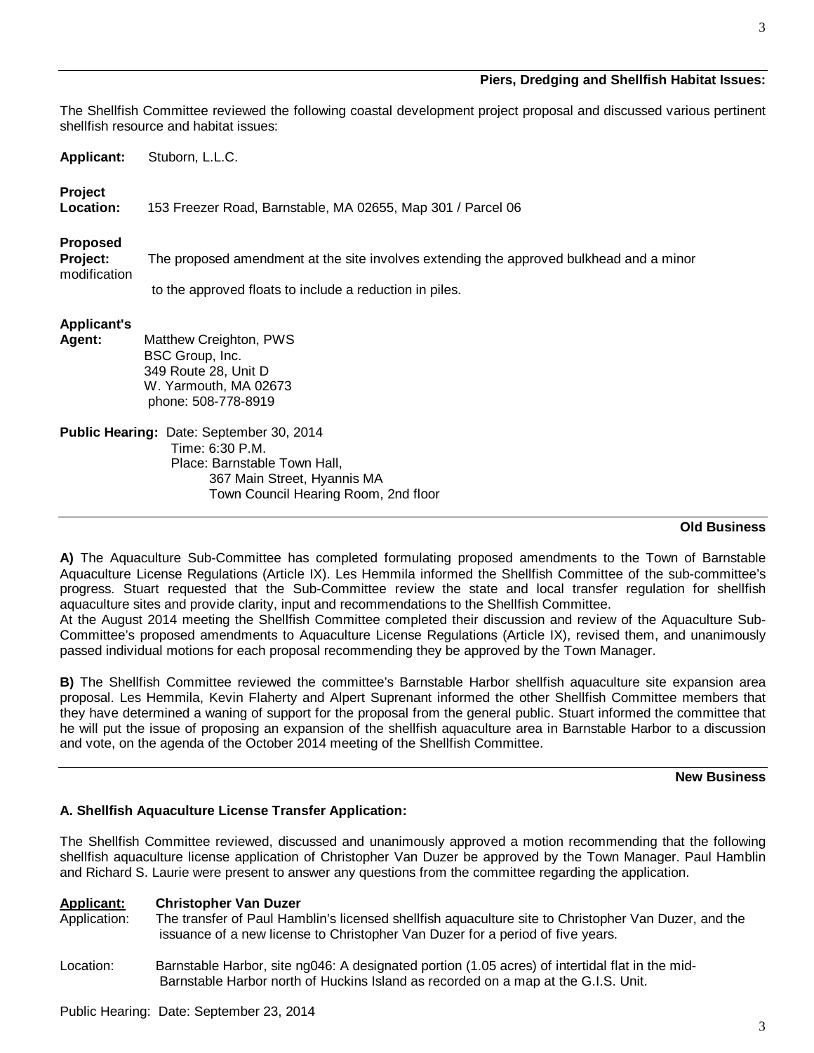## Piers, Dredging and Shellfish Habitat Issues:

The Shellfish Committee reviewed the following coastal development project proposal and discussed various pertinent shellfish resource and habitat issues:

**Applicant:** Stuborn, L.L.C.

**Project Location:** 153 Freezer Road, Barnstable, MA 02655, Map 301 / Parcel 06

**Proposed Project:** The proposed amendment at the site involves extending the approved bulkhead and a minor modification to the approved floats to include a reduction in piles.

**Applicant's Agent:** Matthew Creighton, PWS
BSC Group, Inc.
349 Route 28, Unit D
W. Yarmouth, MA 02673
phone: 508-778-8919

**Public Hearing:** Date: September 30, 2014
Time: 6:30 P.M.
Place: Barnstable Town Hall,
367 Main Street, Hyannis MA
Town Council Hearing Room, 2nd floor

## Old Business

**A)** The Aquaculture Sub-Committee has completed formulating proposed amendments to the Town of Barnstable Aquaculture License Regulations (Article IX). Les Hemmila informed the Shellfish Committee of the sub-committee's progress. Stuart requested that the Sub-Committee review the state and local transfer regulation for shellfish aquaculture sites and provide clarity, input and recommendations to the Shellfish Committee.
At the August 2014 meeting the Shellfish Committee completed their discussion and review of the Aquaculture Sub-Committee's proposed amendments to Aquaculture License Regulations (Article IX), revised them, and unanimously passed individual motions for each proposal recommending they be approved by the Town Manager.

**B)** The Shellfish Committee reviewed the committee's Barnstable Harbor shellfish aquaculture site expansion area proposal. Les Hemmila, Kevin Flaherty and Alpert Suprenant informed the other Shellfish Committee members that they have determined a waning of support for the proposal from the general public. Stuart informed the committee that he will put the issue of proposing an expansion of the shellfish aquaculture area in Barnstable Harbor to a discussion and vote, on the agenda of the October 2014 meeting of the Shellfish Committee.

## New Business

### A. Shellfish Aquaculture License Transfer Application:

The Shellfish Committee reviewed, discussed and unanimously approved a motion recommending that the following shellfish aquaculture license application of Christopher Van Duzer be approved by the Town Manager. Paul Hamblin and Richard S. Laurie were present to answer any questions from the committee regarding the application.

**Applicant:** **Christopher Van Duzer**

Application: The transfer of Paul Hamblin's licensed shellfish aquaculture site to Christopher Van Duzer, and the issuance of a new license to Christopher Van Duzer for a period of five years.

Location: Barnstable Harbor, site ng046: A designated portion (1.05 acres) of intertidal flat in the mid-Barnstable Harbor north of Huckins Island as recorded on a map at the G.I.S. Unit.

Public Hearing: Date: September 23, 2014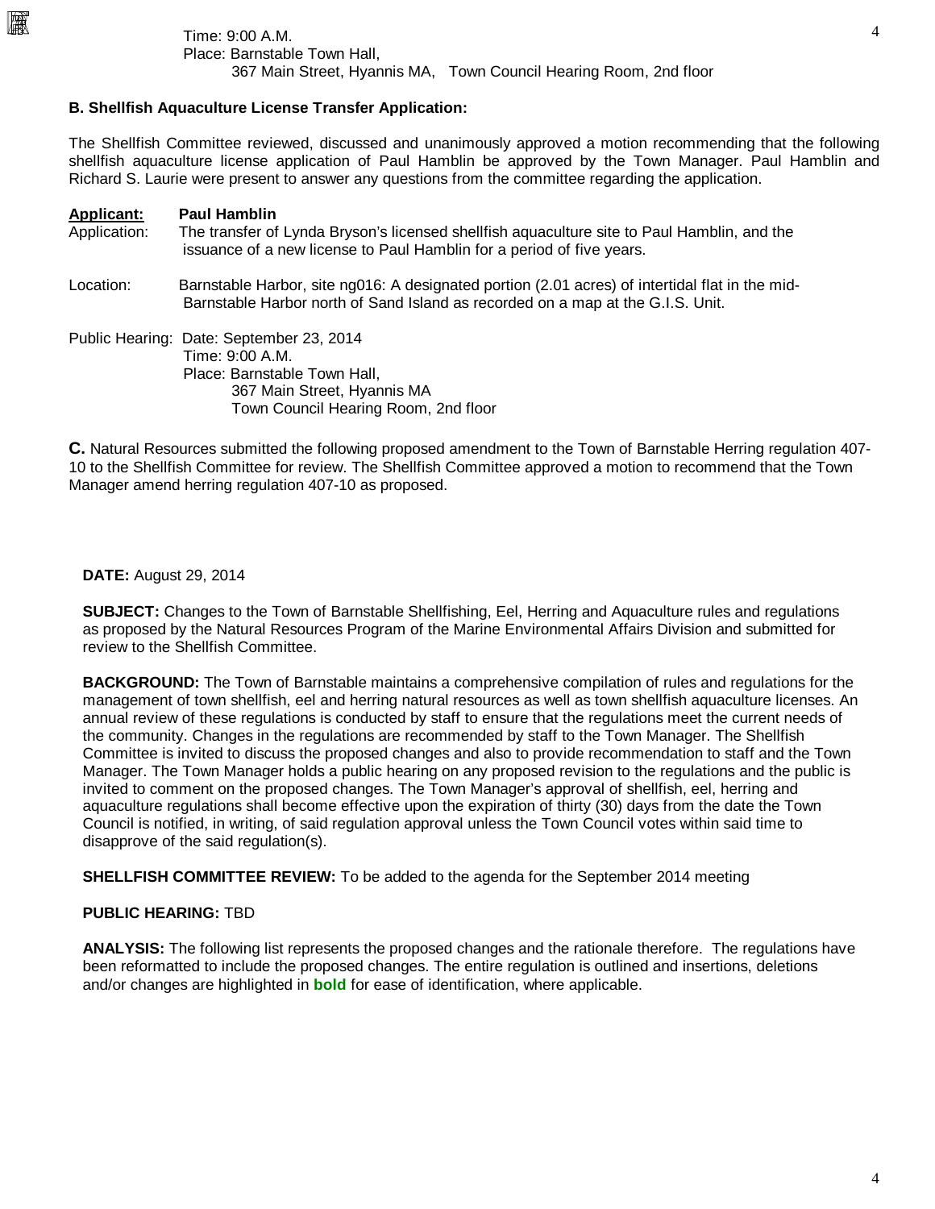Time: 9:00 A.M.
Place: Barnstable Town Hall,
367 Main Street, Hyannis MA, Town Council Hearing Room, 2nd floor

**B. Shellfish Aquaculture License Transfer Application:**

The Shellfish Committee reviewed, discussed and unanimously approved a motion recommending that the following shellfish aquaculture license application of Paul Hamblin be approved by the Town Manager. Paul Hamblin and Richard S. Laurie were present to answer any questions from the committee regarding the application.

**Applicant:** **Paul Hamblin**

Application: The transfer of Lynda Bryson's licensed shellfish aquaculture site to Paul Hamblin, and the issuance of a new license to Paul Hamblin for a period of five years.

Location: Barnstable Harbor, site ng016: A designated portion (2.01 acres) of intertidal flat in the mid-Barnstable Harbor north of Sand Island as recorded on a map at the G.I.S. Unit.

Public Hearing: Date: September 23, 2014
Time: 9:00 A.M.
Place: Barnstable Town Hall,
367 Main Street, Hyannis MA
Town Council Hearing Room, 2nd floor

**C.** Natural Resources submitted the following proposed amendment to the Town of Barnstable Herring regulation 407-10 to the Shellfish Committee for review. The Shellfish Committee approved a motion to recommend that the Town Manager amend herring regulation 407-10 as proposed.

**DATE:** August 29, 2014

**SUBJECT:** Changes to the Town of Barnstable Shellfishing, Eel, Herring and Aquaculture rules and regulations as proposed by the Natural Resources Program of the Marine Environmental Affairs Division and submitted for review to the Shellfish Committee.

**BACKGROUND:** The Town of Barnstable maintains a comprehensive compilation of rules and regulations for the management of town shellfish, eel and herring natural resources as well as town shellfish aquaculture licenses. An annual review of these regulations is conducted by staff to ensure that the regulations meet the current needs of the community. Changes in the regulations are recommended by staff to the Town Manager. The Shellfish Committee is invited to discuss the proposed changes and also to provide recommendation to staff and the Town Manager. The Town Manager holds a public hearing on any proposed revision to the regulations and the public is invited to comment on the proposed changes. The Town Manager's approval of shellfish, eel, herring and aquaculture regulations shall become effective upon the expiration of thirty (30) days from the date the Town Council is notified, in writing, of said regulation approval unless the Town Council votes within said time to disapprove of the said regulation(s).

**SHELLFISH COMMITTEE REVIEW:** To be added to the agenda for the September 2014 meeting

**PUBLIC HEARING:** TBD

**ANALYSIS:** The following list represents the proposed changes and the rationale therefore. The regulations have been reformatted to include the proposed changes. The entire regulation is outlined and insertions, deletions and/or changes are highlighted in **bold** for ease of identification, where applicable.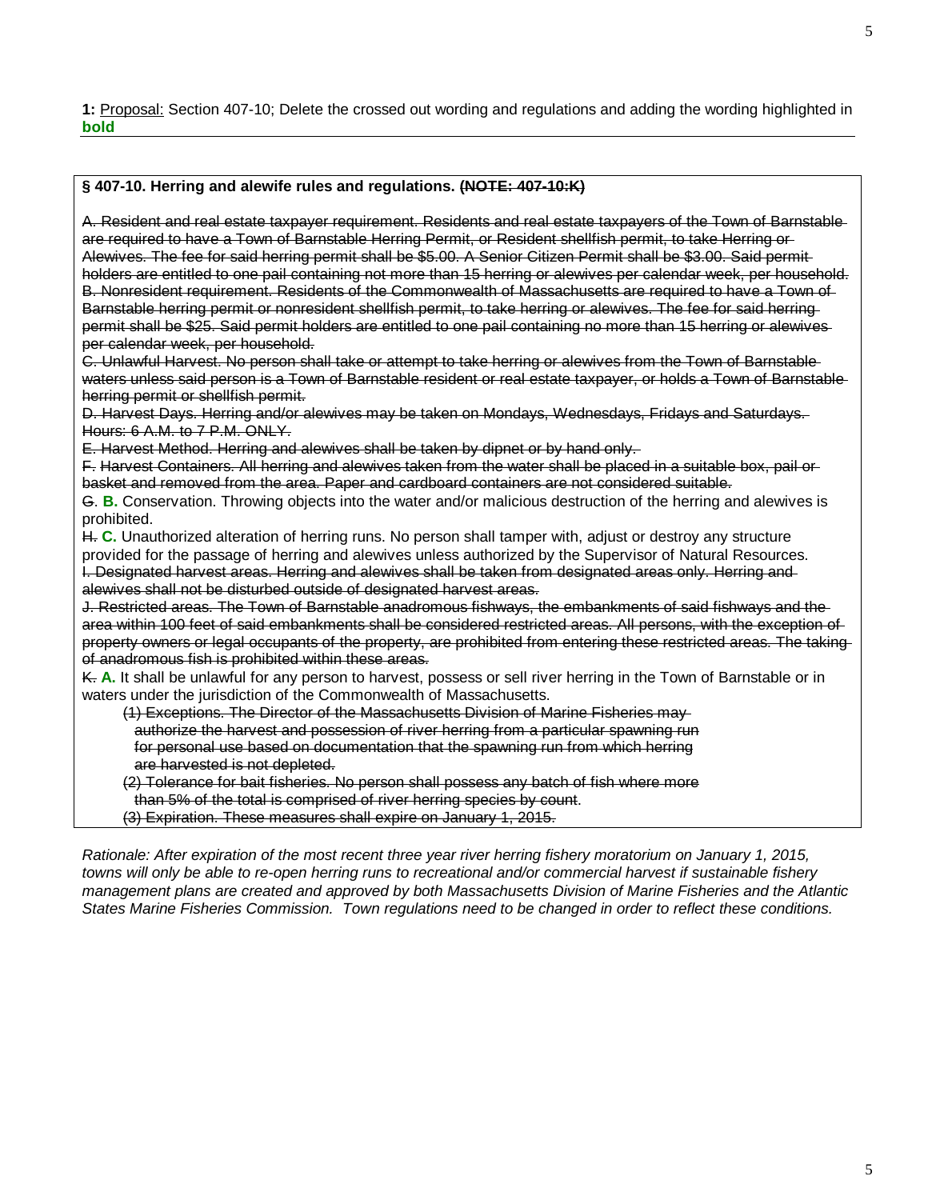**1:** Proposal: Section 407-10; Delete the crossed out wording and regulations and adding the wording highlighted in **bold**

**§ 407-10. Herring and alewife rules and regulations. ~~(NOTE: 407-10:K)~~**

~~A. Resident and real estate taxpayer requirement. Residents and real estate taxpayers of the Town of Barnstable are required to have a Town of Barnstable Herring Permit, or Resident shellfish permit, to take Herring or Alewives. The fee for said herring permit shall be $5.00. A Senior Citizen Permit shall be $3.00. Said permit holders are entitled to one pail containing not more than 15 herring or alewives per calendar week, per household.~~
~~B. Nonresident requirement. Residents of the Commonwealth of Massachusetts are required to have a Town of Barnstable herring permit or nonresident shellfish permit, to take herring or alewives. The fee for said herring permit shall be $25. Said permit holders are entitled to one pail containing no more than 15 herring or alewives per calendar week, per household.~~
~~C. Unlawful Harvest. No person shall take or attempt to take herring or alewives from the Town of Barnstable waters unless said person is a Town of Barnstable resident or real estate taxpayer, or holds a Town of Barnstable herring permit or shellfish permit.~~
~~D. Harvest Days. Herring and/or alewives may be taken on Mondays, Wednesdays, Fridays and Saturdays. Hours: 6 A.M. to 7 P.M. ONLY.~~
~~E. Harvest Method. Herring and alewives shall be taken by dipnet or by hand only.~~
~~F. Harvest Containers. All herring and alewives taken from the water shall be placed in a suitable box, pail or basket and removed from the area. Paper and cardboard containers are not considered suitable.~~
~~G~~. **B.** Conservation. Throwing objects into the water and/or malicious destruction of the herring and alewives is prohibited.
~~H.~~ **C.** Unauthorized alteration of herring runs. No person shall tamper with, adjust or destroy any structure provided for the passage of herring and alewives unless authorized by the Supervisor of Natural Resources.
~~I. Designated harvest areas. Herring and alewives shall be taken from designated areas only. Herring and alewives shall not be disturbed outside of designated harvest areas.~~
~~J. Restricted areas. The Town of Barnstable anadromous fishways, the embankments of said fishways and the area within 100 feet of said embankments shall be considered restricted areas. All persons, with the exception of property owners or legal occupants of the property, are prohibited from entering these restricted areas. The taking of anadromous fish is prohibited within these areas.~~
~~K.~~ **A.** It shall be unlawful for any person to harvest, possess or sell river herring in the Town of Barnstable or in waters under the jurisdiction of the Commonwealth of Massachusetts.

~~(1) Exceptions. The Director of the Massachusetts Division of Marine Fisheries may authorize the harvest and possession of river herring from a particular spawning run for personal use based on documentation that the spawning run from which herring are harvested is not depleted.~~
~~(2) Tolerance for bait fisheries. No person shall possess any batch of fish where more than 5% of the total is comprised of river herring species by count.~~
~~(3) Expiration. These measures shall expire on January 1, 2015.~~

*Rationale: After expiration of the most recent three year river herring fishery moratorium on January 1, 2015, towns will only be able to re-open herring runs to recreational and/or commercial harvest if sustainable fishery management plans are created and approved by both Massachusetts Division of Marine Fisheries and the Atlantic States Marine Fisheries Commission. Town regulations need to be changed in order to reflect these conditions.*